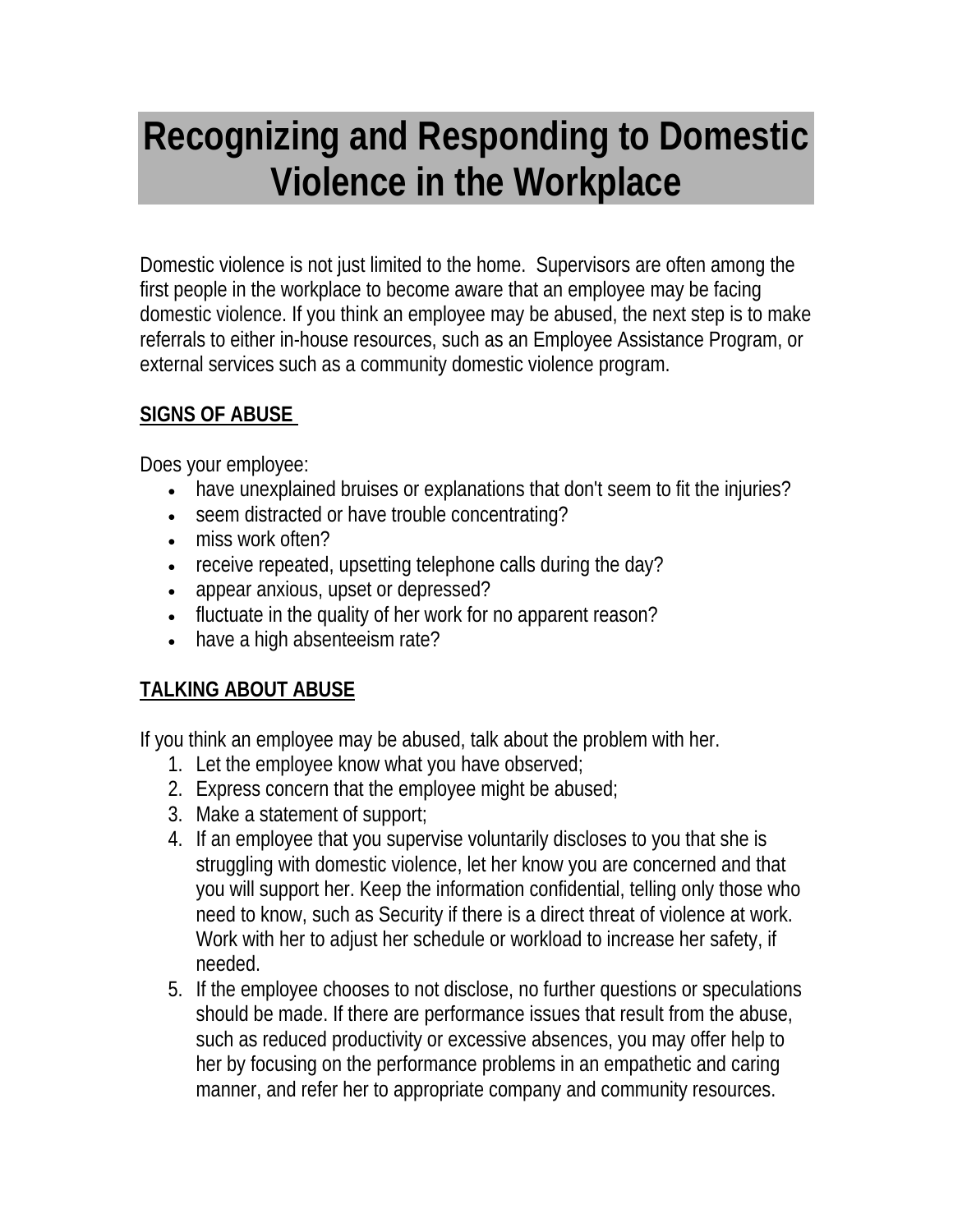# Recognizing and Responding to Domestic Violence in the Workplace

Domestic violence is not just limited to the home. Supervisors are often among the first people in the workplace to become aware that an employee may be facing domestic violence. If you think an employee may be abused, the next step is to make referrals to either in-house resources, such as an Employee Assistance Program, or external services such as a community domestic violence program.

## SIGNS OF ABUSE

Does your employee:

- have unexplained bruises or explanations that don't seem to fit the injuries?
- seem distracted or have trouble concentrating?
- miss work often?
- receive repeated, upsetting telephone calls during the day?
- appear anxious, upset or depressed?
- fluctuate in the quality of her work for no apparent reason?
- have a high absenteeism rate?

## TALKING ABOUT ABUSE

If you think an employee may be abused, talk about the problem with her.

1. Let the employee know what you have observed;
2. Express concern that the employee might be abused;
3. Make a statement of support;
4. If an employee that you supervise voluntarily discloses to you that she is struggling with domestic violence, let her know you are concerned and that you will support her. Keep the information confidential, telling only those who need to know, such as Security if there is a direct threat of violence at work. Work with her to adjust her schedule or workload to increase her safety, if needed.
5. If the employee chooses to not disclose, no further questions or speculations should be made. If there are performance issues that result from the abuse, such as reduced productivity or excessive absences, you may offer help to her by focusing on the performance problems in an empathetic and caring manner, and refer her to appropriate company and community resources.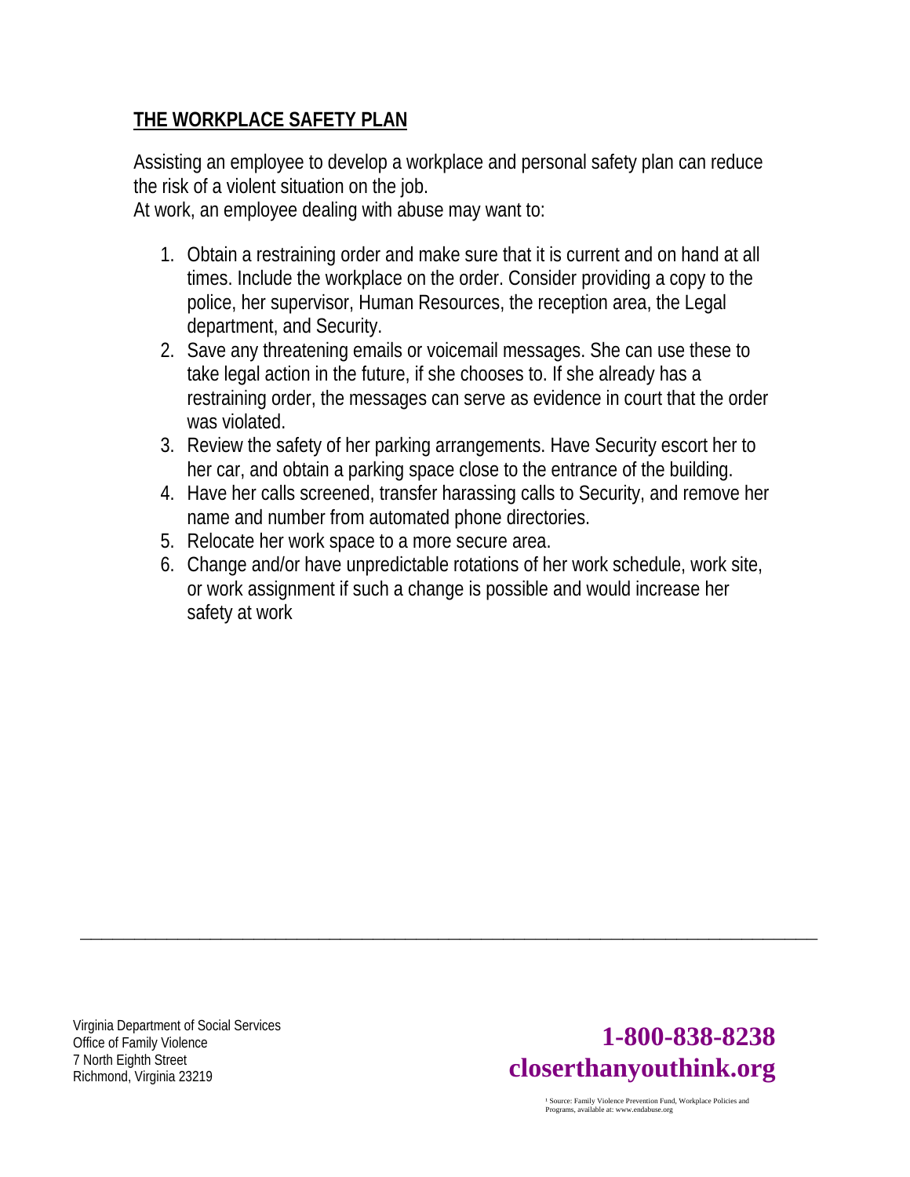## THE WORKPLACE SAFETY PLAN

Assisting an employee to develop a workplace and personal safety plan can reduce the risk of a violent situation on the job.
At work, an employee dealing with abuse may want to:

1. Obtain a restraining order and make sure that it is current and on hand at all times. Include the workplace on the order. Consider providing a copy to the police, her supervisor, Human Resources, the reception area, the Legal department, and Security.
2. Save any threatening emails or voicemail messages. She can use these to take legal action in the future, if she chooses to. If she already has a restraining order, the messages can serve as evidence in court that the order was violated.
3. Review the safety of her parking arrangements. Have Security escort her to her car, and obtain a parking space close to the entrance of the building.
4. Have her calls screened, transfer harassing calls to Security, and remove her name and number from automated phone directories.
5. Relocate her work space to a more secure area.
6. Change and/or have unpredictable rotations of her work schedule, work site, or work assignment if such a change is possible and would increase her safety at work

---

Virginia Department of Social Services
Office of Family Violence
7 North Eighth Street
Richmond, Virginia 23219

**1-800-838-8238**
**closerthanyouthink.org**

[1] Source: Family Violence Prevention Fund, Workplace Policies and Programs, available at: www.endabuse.org